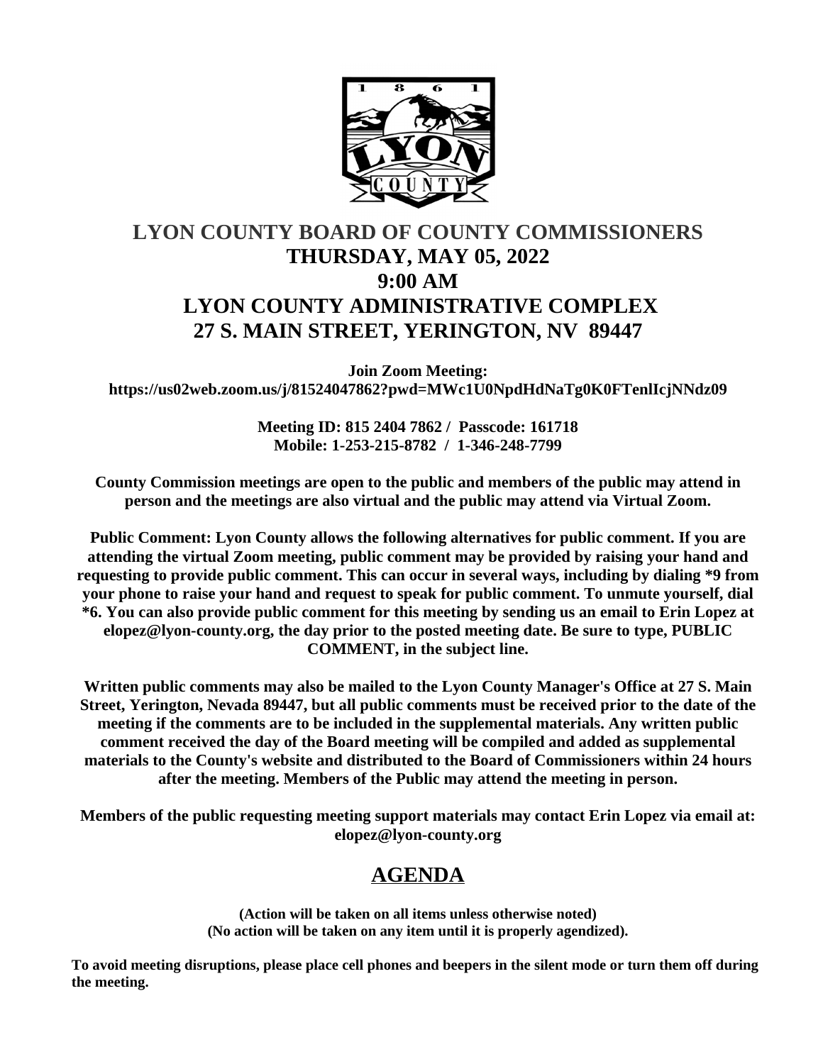# LYON COUNTY BOARD OF COUNTY COMMISSIONERS
## THURSDAY, MAY 05, 2022
## 9:00 AM
## LYON COUNTY ADMINISTRATIVE COMPLEX
## 27 S. MAIN STREET, YERINGTON, NV 89447

**Join Zoom Meeting:**
**https://us02web.zoom.us/j/81524047862?pwd=MWc1U0NpdHdNaTg0K0FTenlIcjNNdz09**

**Meeting ID: 815 2404 7862 / Passcode: 161718**
**Mobile: 1-253-215-8782 / 1-346-248-7799**

**County Commission meetings are open to the public and members of the public may attend in person and the meetings are also virtual and the public may attend via Virtual Zoom.**

**Public Comment: Lyon County allows the following alternatives for public comment. If you are attending the virtual Zoom meeting, public comment may be provided by raising your hand and requesting to provide public comment. This can occur in several ways, including by dialing *9 from your phone to raise your hand and request to speak for public comment. To unmute yourself, dial *6. You can also provide public comment for this meeting by sending us an email to Erin Lopez at elopez@lyon-county.org, the day prior to the posted meeting date. Be sure to type, PUBLIC COMMENT, in the subject line.**

**Written public comments may also be mailed to the Lyon County Manager's Office at 27 S. Main Street, Yerington, Nevada 89447, but all public comments must be received prior to the date of the meeting if the comments are to be included in the supplemental materials. Any written public comment received the day of the Board meeting will be compiled and added as supplemental materials to the County's website and distributed to the Board of Commissioners within 24 hours after the meeting. Members of the Public may attend the meeting in person.**

**Members of the public requesting meeting support materials may contact Erin Lopez via email at: elopez@lyon-county.org**

## AGENDA

**(Action will be taken on all items unless otherwise noted)**
**(No action will be taken on any item until it is properly agendized).**

**To avoid meeting disruptions, please place cell phones and beepers in the silent mode or turn them off during the meeting.**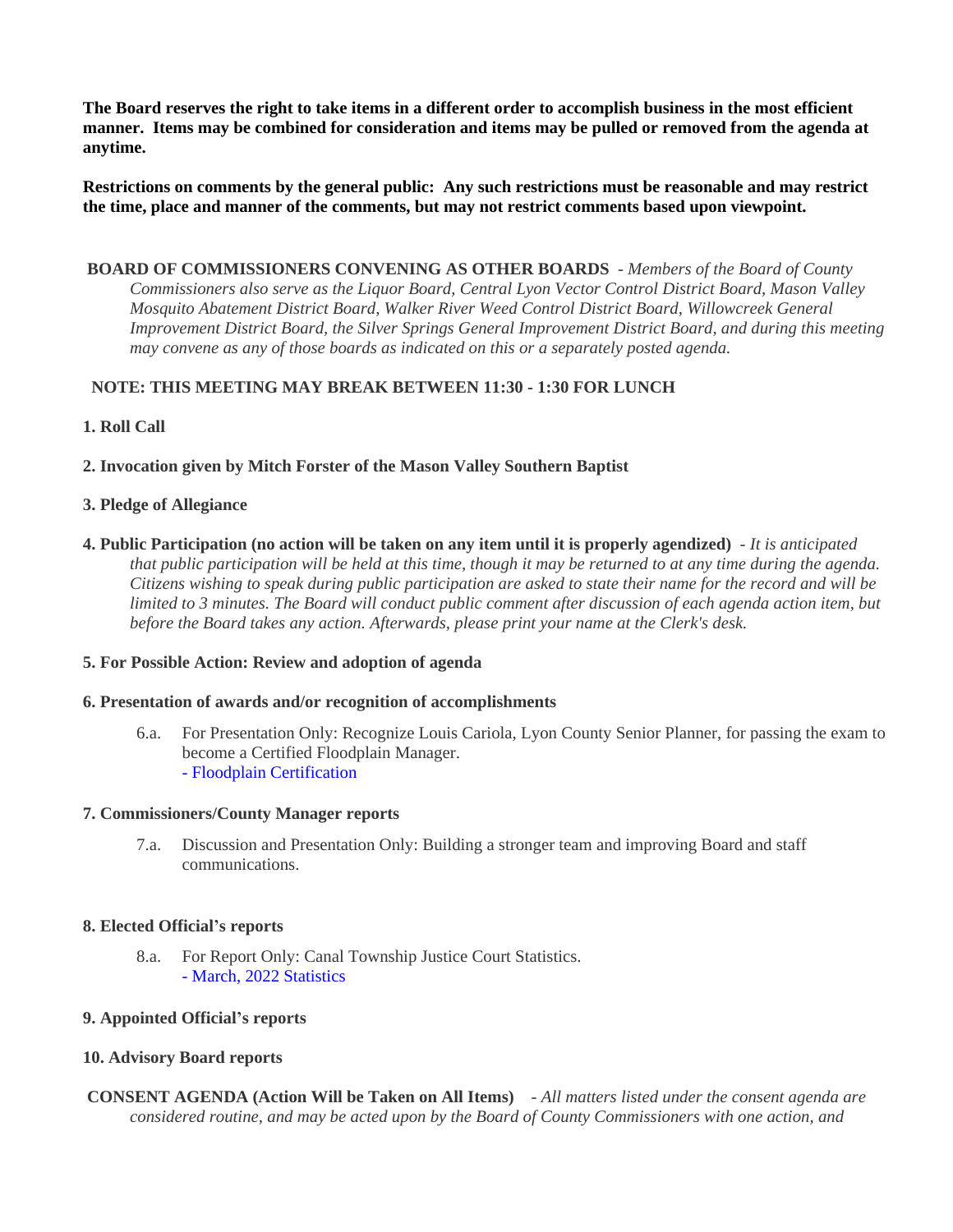**The Board reserves the right to take items in a different order to accomplish business in the most efficient manner. Items may be combined for consideration and items may be pulled or removed from the agenda at anytime.**

**Restrictions on comments by the general public: Any such restrictions must be reasonable and may restrict the time, place and manner of the comments, but may not restrict comments based upon viewpoint.**

**BOARD OF COMMISSIONERS CONVENING AS OTHER BOARDS** - *Members of the Board of County Commissioners also serve as the Liquor Board, Central Lyon Vector Control District Board, Mason Valley Mosquito Abatement District Board, Walker River Weed Control District Board, Willowcreek General Improvement District Board, the Silver Springs General Improvement District Board, and during this meeting may convene as any of those boards as indicated on this or a separately posted agenda.*

**NOTE: THIS MEETING MAY BREAK BETWEEN 11:30 - 1:30 FOR LUNCH**

**1. Roll Call**

**2. Invocation given by Mitch Forster of the Mason Valley Southern Baptist**

**3. Pledge of Allegiance**

**4. Public Participation (no action will be taken on any item until it is properly agendized)** - *It is anticipated that public participation will be held at this time, though it may be returned to at any time during the agenda. Citizens wishing to speak during public participation are asked to state their name for the record and will be limited to 3 minutes. The Board will conduct public comment after discussion of each agenda action item, but before the Board takes any action. Afterwards, please print your name at the Clerk's desk.*

**5. For Possible Action: Review and adoption of agenda**

**6. Presentation of awards and/or recognition of accomplishments**

6.a. For Presentation Only: Recognize Louis Cariola, Lyon County Senior Planner, for passing the exam to become a Certified Floodplain Manager.
- Floodplain Certification

**7. Commissioners/County Manager reports**

7.a. Discussion and Presentation Only: Building a stronger team and improving Board and staff communications.

**8. Elected Official's reports**

8.a. For Report Only: Canal Township Justice Court Statistics.
- March, 2022 Statistics

**9. Appointed Official's reports**

**10. Advisory Board reports**

**CONSENT AGENDA (Action Will be Taken on All Items)** - *All matters listed under the consent agenda are considered routine, and may be acted upon by the Board of County Commissioners with one action, and*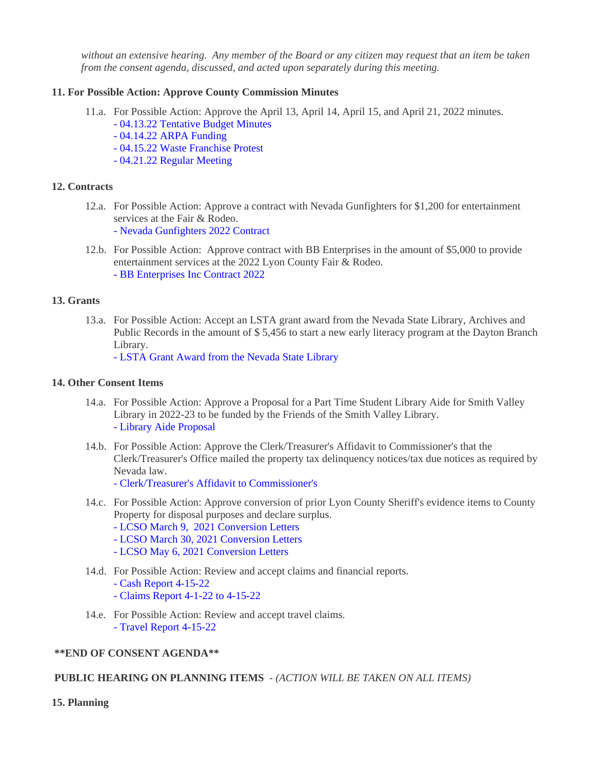*without an extensive hearing. Any member of the Board or any citizen may request that an item be taken from the consent agenda, discussed, and acted upon separately during this meeting.*

**11. For Possible Action: Approve County Commission Minutes**

11.a. For Possible Action: Approve the April 13, April 14, April 15, and April 21, 2022 minutes.
- 04.13.22 Tentative Budget Minutes
- 04.14.22 ARPA Funding
- 04.15.22 Waste Franchise Protest
- 04.21.22 Regular Meeting

**12. Contracts**

12.a. For Possible Action: Approve a contract with Nevada Gunfighters for $1,200 for entertainment services at the Fair & Rodeo.
- Nevada Gunfighters 2022 Contract

12.b. For Possible Action: Approve contract with BB Enterprises in the amount of $5,000 to provide entertainment services at the 2022 Lyon County Fair & Rodeo.
- BB Enterprises Inc Contract 2022

**13. Grants**

13.a. For Possible Action: Accept an LSTA grant award from the Nevada State Library, Archives and Public Records in the amount of $ 5,456 to start a new early literacy program at the Dayton Branch Library.
- LSTA Grant Award from the Nevada State Library

**14. Other Consent Items**

14.a. For Possible Action: Approve a Proposal for a Part Time Student Library Aide for Smith Valley Library in 2022-23 to be funded by the Friends of the Smith Valley Library.
- Library Aide Proposal

14.b. For Possible Action: Approve the Clerk/Treasurer's Affidavit to Commissioner's that the Clerk/Treasurer's Office mailed the property tax delinquency notices/tax due notices as required by Nevada law.
- Clerk/Treasurer's Affidavit to Commissioner's

14.c. For Possible Action: Approve conversion of prior Lyon County Sheriff's evidence items to County Property for disposal purposes and declare surplus.
- LCSO March 9, 2021 Conversion Letters
- LCSO March 30, 2021 Conversion Letters
- LCSO May 6, 2021 Conversion Letters

14.d. For Possible Action: Review and accept claims and financial reports.
- Cash Report 4-15-22
- Claims Report 4-1-22 to 4-15-22

14.e. For Possible Action: Review and accept travel claims.
- Travel Report 4-15-22

**\*\*END OF CONSENT AGENDA\*\***

**PUBLIC HEARING ON PLANNING ITEMS** - *(ACTION WILL BE TAKEN ON ALL ITEMS)*

**15. Planning**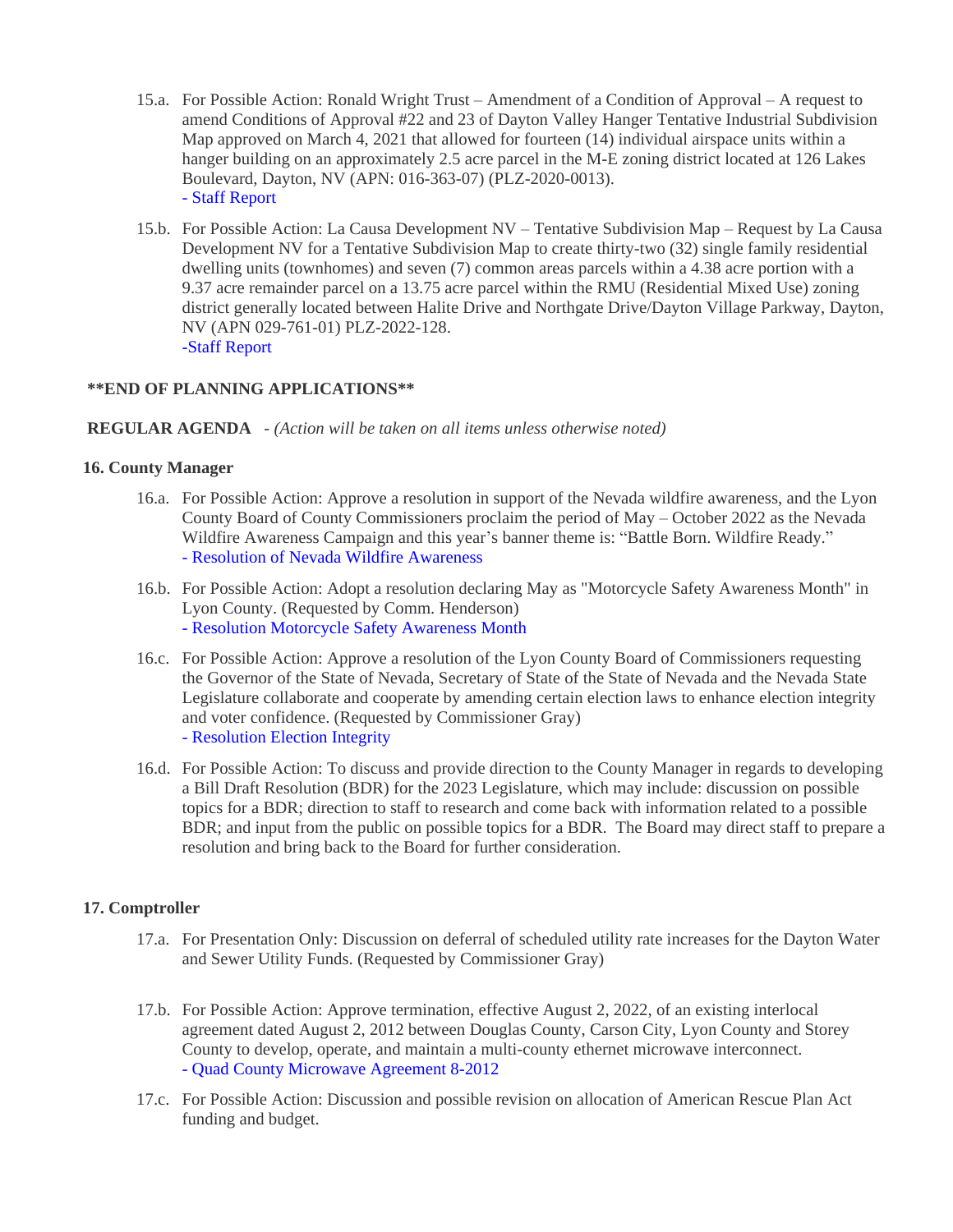15.a. For Possible Action: Ronald Wright Trust – Amendment of a Condition of Approval – A request to amend Conditions of Approval #22 and 23 of Dayton Valley Hanger Tentative Industrial Subdivision Map approved on March 4, 2021 that allowed for fourteen (14) individual airspace units within a hanger building on an approximately 2.5 acre parcel in the M-E zoning district located at 126 Lakes Boulevard, Dayton, NV (APN: 016-363-07) (PLZ-2020-0013).
- Staff Report

15.b. For Possible Action: La Causa Development NV – Tentative Subdivision Map – Request by La Causa Development NV for a Tentative Subdivision Map to create thirty-two (32) single family residential dwelling units (townhomes) and seven (7) common areas parcels within a 4.38 acre portion with a 9.37 acre remainder parcel on a 13.75 acre parcel within the RMU (Residential Mixed Use) zoning district generally located between Halite Drive and Northgate Drive/Dayton Village Parkway, Dayton, NV (APN 029-761-01) PLZ-2022-128.
-Staff Report

**\*\*END OF PLANNING APPLICATIONS\*\***

**REGULAR AGENDA** - *(Action will be taken on all items unless otherwise noted)*

**16. County Manager**

16.a. For Possible Action: Approve a resolution in support of the Nevada wildfire awareness, and the Lyon County Board of County Commissioners proclaim the period of May – October 2022 as the Nevada Wildfire Awareness Campaign and this year's banner theme is: "Battle Born. Wildfire Ready."
- Resolution of Nevada Wildfire Awareness

16.b. For Possible Action: Adopt a resolution declaring May as "Motorcycle Safety Awareness Month" in Lyon County. (Requested by Comm. Henderson)
- Resolution Motorcycle Safety Awareness Month

16.c. For Possible Action: Approve a resolution of the Lyon County Board of Commissioners requesting the Governor of the State of Nevada, Secretary of State of the State of Nevada and the Nevada State Legislature collaborate and cooperate by amending certain election laws to enhance election integrity and voter confidence. (Requested by Commissioner Gray)
- Resolution Election Integrity

16.d. For Possible Action: To discuss and provide direction to the County Manager in regards to developing a Bill Draft Resolution (BDR) for the 2023 Legislature, which may include: discussion on possible topics for a BDR; direction to staff to research and come back with information related to a possible BDR; and input from the public on possible topics for a BDR. The Board may direct staff to prepare a resolution and bring back to the Board for further consideration.

**17. Comptroller**

17.a. For Presentation Only: Discussion on deferral of scheduled utility rate increases for the Dayton Water and Sewer Utility Funds. (Requested by Commissioner Gray)

17.b. For Possible Action: Approve termination, effective August 2, 2022, of an existing interlocal agreement dated August 2, 2012 between Douglas County, Carson City, Lyon County and Storey County to develop, operate, and maintain a multi-county ethernet microwave interconnect.
- Quad County Microwave Agreement 8-2012

17.c. For Possible Action: Discussion and possible revision on allocation of American Rescue Plan Act funding and budget.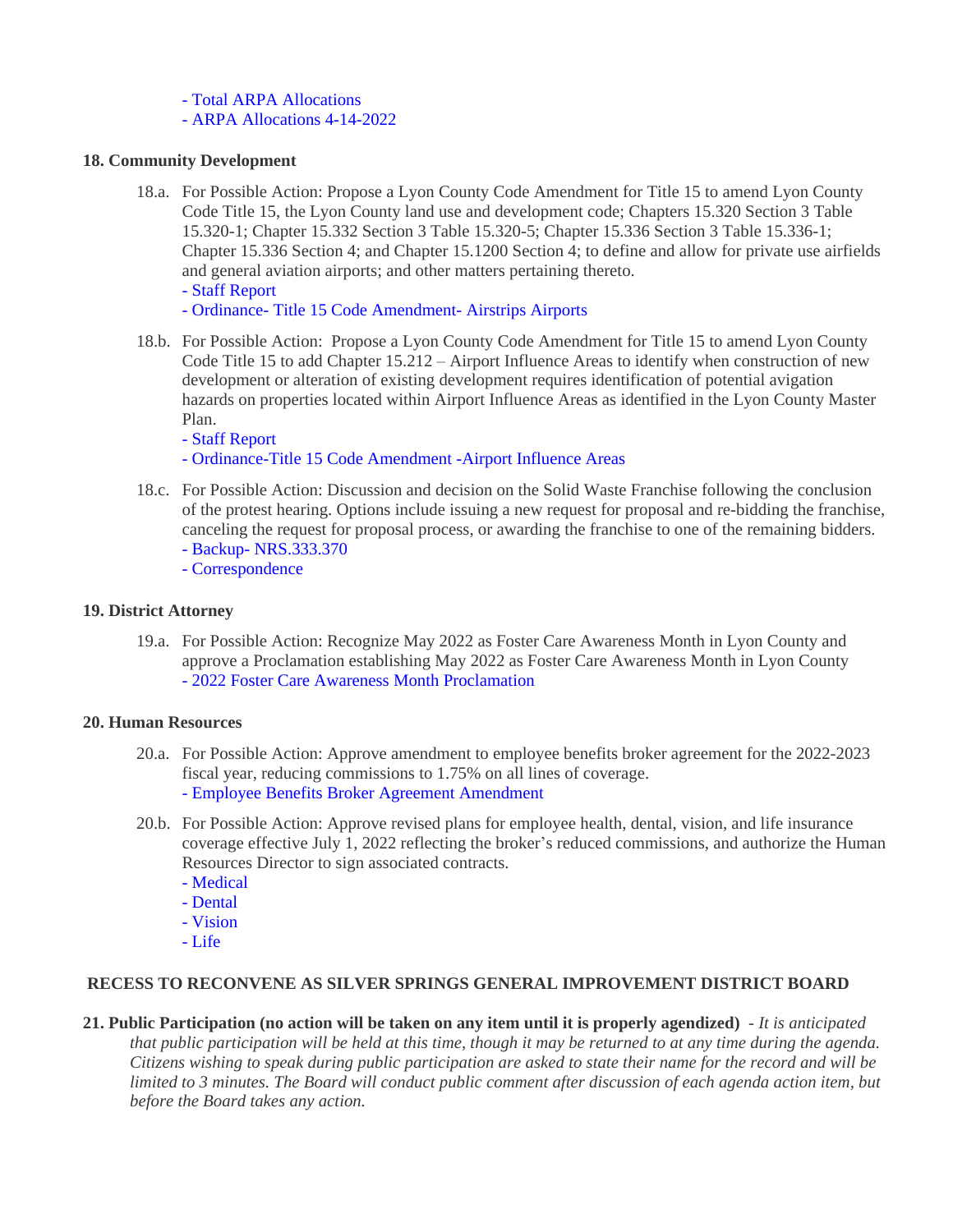- Total ARPA Allocations
- ARPA Allocations 4-14-2022

**18. Community Development**

18.a. For Possible Action: Propose a Lyon County Code Amendment for Title 15 to amend Lyon County Code Title 15, the Lyon County land use and development code; Chapters 15.320 Section 3 Table 15.320-1; Chapter 15.332 Section 3 Table 15.320-5; Chapter 15.336 Section 3 Table 15.336-1; Chapter 15.336 Section 4; and Chapter 15.1200 Section 4; to define and allow for private use airfields and general aviation airports; and other matters pertaining thereto.
- Staff Report
- Ordinance- Title 15 Code Amendment- Airstrips Airports

18.b. For Possible Action: Propose a Lyon County Code Amendment for Title 15 to amend Lyon County Code Title 15 to add Chapter 15.212 – Airport Influence Areas to identify when construction of new development or alteration of existing development requires identification of potential avigation hazards on properties located within Airport Influence Areas as identified in the Lyon County Master Plan.
- Staff Report
- Ordinance-Title 15 Code Amendment -Airport Influence Areas

18.c. For Possible Action: Discussion and decision on the Solid Waste Franchise following the conclusion of the protest hearing. Options include issuing a new request for proposal and re-bidding the franchise, canceling the request for proposal process, or awarding the franchise to one of the remaining bidders.
- Backup- NRS.333.370
- Correspondence

**19. District Attorney**

19.a. For Possible Action: Recognize May 2022 as Foster Care Awareness Month in Lyon County and approve a Proclamation establishing May 2022 as Foster Care Awareness Month in Lyon County
- 2022 Foster Care Awareness Month Proclamation

**20. Human Resources**

20.a. For Possible Action: Approve amendment to employee benefits broker agreement for the 2022-2023 fiscal year, reducing commissions to 1.75% on all lines of coverage.
- Employee Benefits Broker Agreement Amendment

20.b. For Possible Action: Approve revised plans for employee health, dental, vision, and life insurance coverage effective July 1, 2022 reflecting the broker's reduced commissions, and authorize the Human Resources Director to sign associated contracts.
- Medical
- Dental
- Vision
- Life

**RECESS TO RECONVENE AS SILVER SPRINGS GENERAL IMPROVEMENT DISTRICT BOARD**

**21. Public Participation (no action will be taken on any item until it is properly agendized)** - *It is anticipated that public participation will be held at this time, though it may be returned to at any time during the agenda. Citizens wishing to speak during public participation are asked to state their name for the record and will be limited to 3 minutes. The Board will conduct public comment after discussion of each agenda action item, but before the Board takes any action.*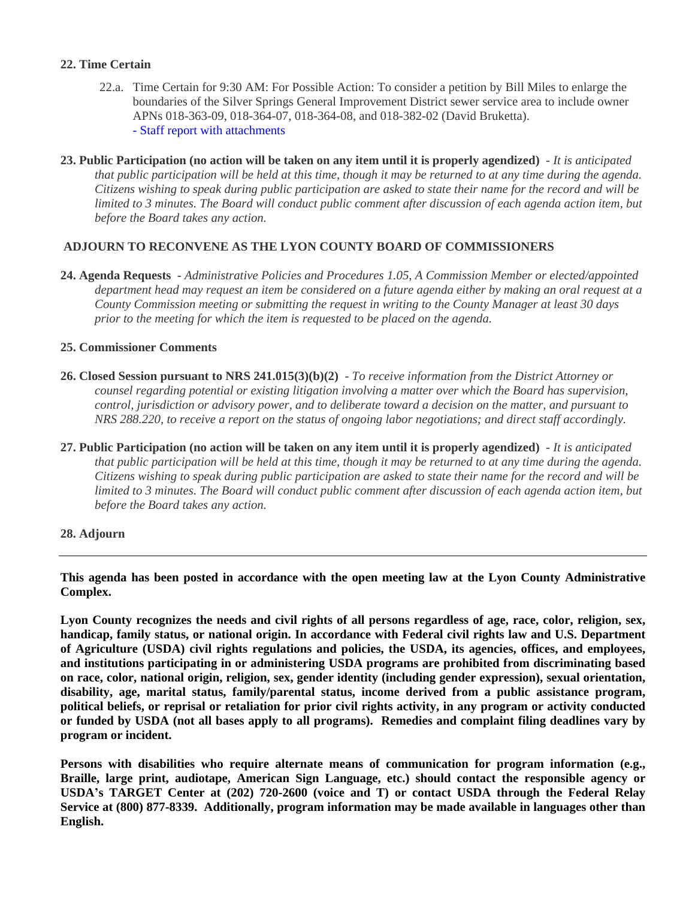**22. Time Certain**

22.a. Time Certain for 9:30 AM: For Possible Action: To consider a petition by Bill Miles to enlarge the boundaries of the Silver Springs General Improvement District sewer service area to include owner APNs 018-363-09, 018-364-07, 018-364-08, and 018-382-02 (David Bruketta).
- Staff report with attachments

**23. Public Participation (no action will be taken on any item until it is properly agendized)** - *It is anticipated that public participation will be held at this time, though it may be returned to at any time during the agenda. Citizens wishing to speak during public participation are asked to state their name for the record and will be limited to 3 minutes. The Board will conduct public comment after discussion of each agenda action item, but before the Board takes any action.*

**ADJOURN TO RECONVENE AS THE LYON COUNTY BOARD OF COMMISSIONERS**

**24. Agenda Requests** - *Administrative Policies and Procedures 1.05, A Commission Member or elected/appointed department head may request an item be considered on a future agenda either by making an oral request at a County Commission meeting or submitting the request in writing to the County Manager at least 30 days prior to the meeting for which the item is requested to be placed on the agenda.*

**25. Commissioner Comments**

**26. Closed Session pursuant to NRS 241.015(3)(b)(2)** - *To receive information from the District Attorney or counsel regarding potential or existing litigation involving a matter over which the Board has supervision, control, jurisdiction or advisory power, and to deliberate toward a decision on the matter, and pursuant to NRS 288.220, to receive a report on the status of ongoing labor negotiations; and direct staff accordingly.*

**27. Public Participation (no action will be taken on any item until it is properly agendized)** - *It is anticipated that public participation will be held at this time, though it may be returned to at any time during the agenda. Citizens wishing to speak during public participation are asked to state their name for the record and will be limited to 3 minutes. The Board will conduct public comment after discussion of each agenda action item, but before the Board takes any action.*

**28. Adjourn**

---

**This agenda has been posted in accordance with the open meeting law at the Lyon County Administrative Complex.**

**Lyon County recognizes the needs and civil rights of all persons regardless of age, race, color, religion, sex, handicap, family status, or national origin. In accordance with Federal civil rights law and U.S. Department of Agriculture (USDA) civil rights regulations and policies, the USDA, its agencies, offices, and employees, and institutions participating in or administering USDA programs are prohibited from discriminating based on race, color, national origin, religion, sex, gender identity (including gender expression), sexual orientation, disability, age, marital status, family/parental status, income derived from a public assistance program, political beliefs, or reprisal or retaliation for prior civil rights activity, in any program or activity conducted or funded by USDA (not all bases apply to all programs). Remedies and complaint filing deadlines vary by program or incident.**

**Persons with disabilities who require alternate means of communication for program information (e.g., Braille, large print, audiotape, American Sign Language, etc.) should contact the responsible agency or USDA's TARGET Center at (202) 720-2600 (voice and T) or contact USDA through the Federal Relay Service at (800) 877-8339. Additionally, program information may be made available in languages other than English.**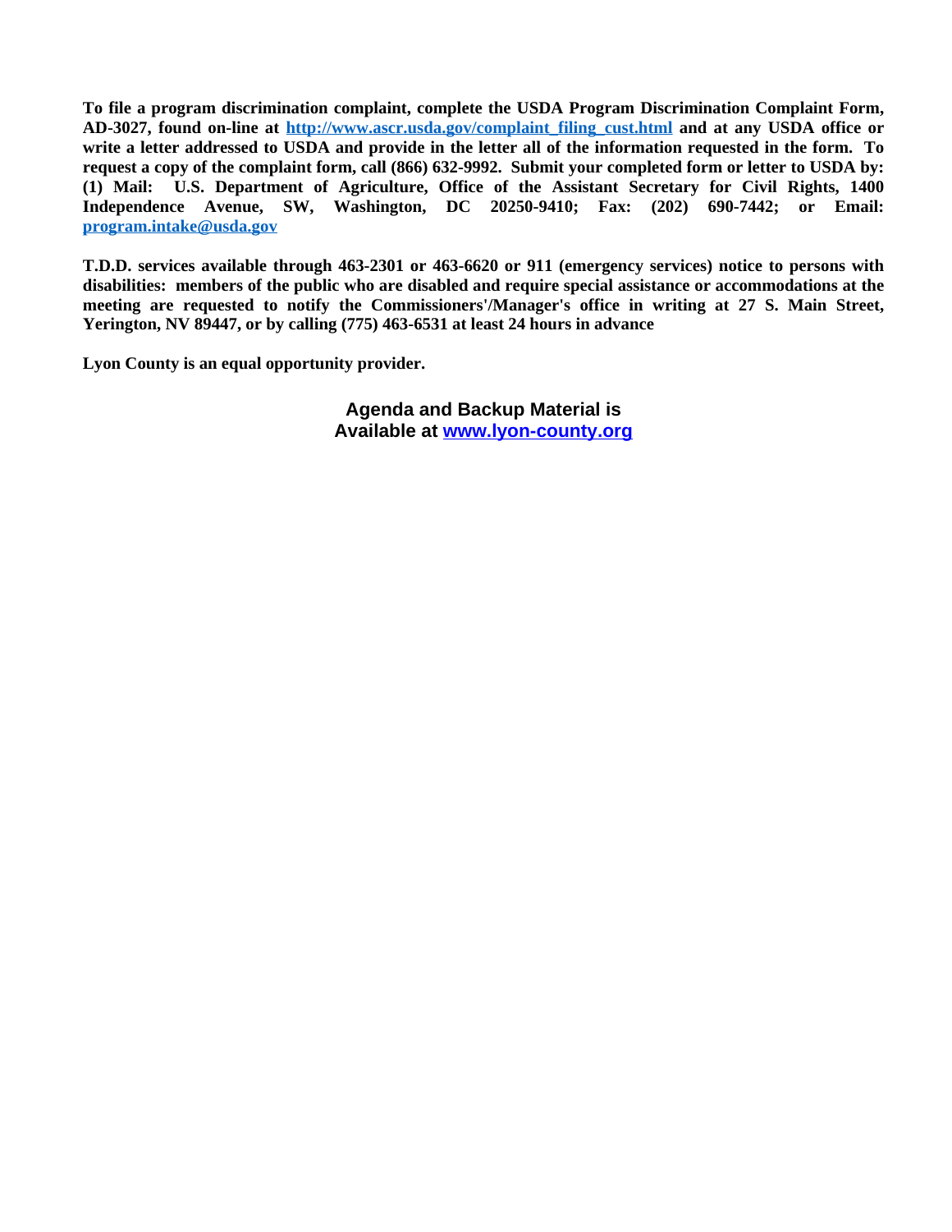**To file a program discrimination complaint, complete the USDA Program Discrimination Complaint Form, AD-3027, found on-line at [http://www.ascr.usda.gov/complaint_filing_cust.html](http://www.ascr.usda.gov/complaint_filing_cust.html) and at any USDA office or write a letter addressed to USDA and provide in the letter all of the information requested in the form. To request a copy of the complaint form, call (866) 632-9992. Submit your completed form or letter to USDA by: (1) Mail: U.S. Department of Agriculture, Office of the Assistant Secretary for Civil Rights, 1400 Independence Avenue, SW, Washington, DC 20250-9410; Fax: (202) 690-7442; or Email: [program.intake@usda.gov](mailto:program.intake@usda.gov)**

**T.D.D. services available through 463-2301 or 463-6620 or 911 (emergency services) notice to persons with disabilities: members of the public who are disabled and require special assistance or accommodations at the meeting are requested to notify the Commissioners'/Manager's office in writing at 27 S. Main Street, Yerington, NV 89447, or by calling (775) 463-6531 at least 24 hours in advance**

**Lyon County is an equal opportunity provider.**

**Agenda and Backup Material is Available at [www.lyon-county.org](http://www.lyon-county.org)**